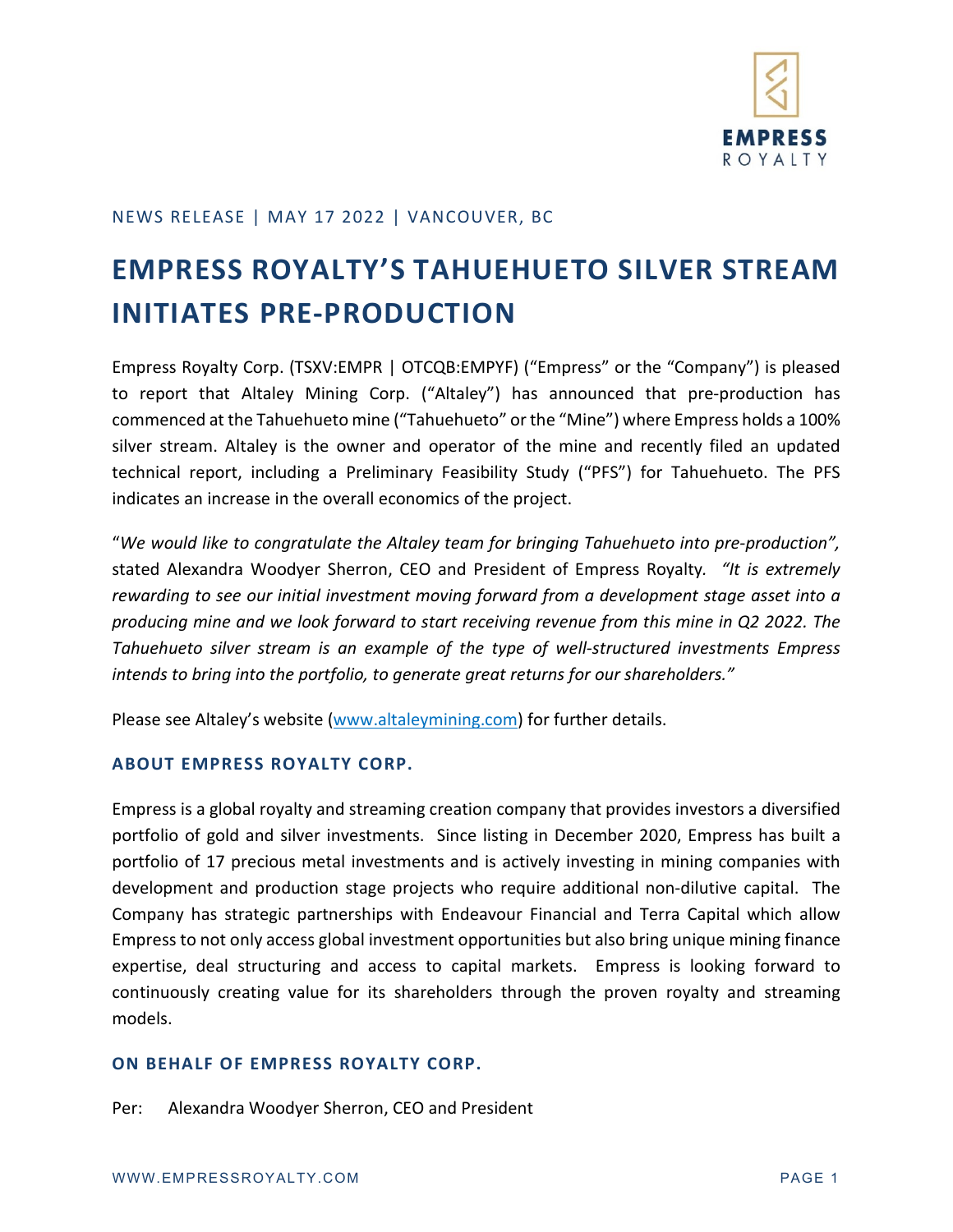NEWS RELEASE | MAY 17 2022 | VANCOUVER, BC

# EMPRESS ROYALTY'S TAHUEHUETO SILVER STREAM INITIATES PRE-PRODUCTION

Empress Royalty Corp. (TSXV:EMPR | OTCQB:EMPYF) ("Empress" or the "Company") is pleased to report that Altaley Mining Corp. ("Altaley") has announced that pre-production has commenced at the Tahuehueto mine ("Tahuehueto" or the "Mine") where Empress holds a 100% silver stream. Altaley is the owner and operator of the mine and recently filed an updated technical report, including a Preliminary Feasibility Study ("PFS") for Tahuehueto. The PFS indicates an increase in the overall economics of the project.

"*We would like to congratulate the Altaley team for bringing Tahuehueto into pre-production",* stated Alexandra Woodyer Sherron, CEO and President of Empress Royalty. *"It is extremely rewarding to see our initial investment moving forward from a development stage asset into a producing mine and we look forward to start receiving revenue from this mine in Q2 2022. The Tahuehueto silver stream is an example of the type of well-structured investments Empress intends to bring into the portfolio, to generate great returns for our shareholders."*

Please see Altaley's website ([www.altaleymining.com](www.altaleymining.com)) for further details.

## ABOUT EMPRESS ROYALTY CORP.

Empress is a global royalty and streaming creation company that provides investors a diversified portfolio of gold and silver investments. Since listing in December 2020, Empress has built a portfolio of 17 precious metal investments and is actively investing in mining companies with development and production stage projects who require additional non-dilutive capital. The Company has strategic partnerships with Endeavour Financial and Terra Capital which allow Empress to not only access global investment opportunities but also bring unique mining finance expertise, deal structuring and access to capital markets. Empress is looking forward to continuously creating value for its shareholders through the proven royalty and streaming models.

## ON BEHALF OF EMPRESS ROYALTY CORP.

Per: Alexandra Woodyer Sherron, CEO and President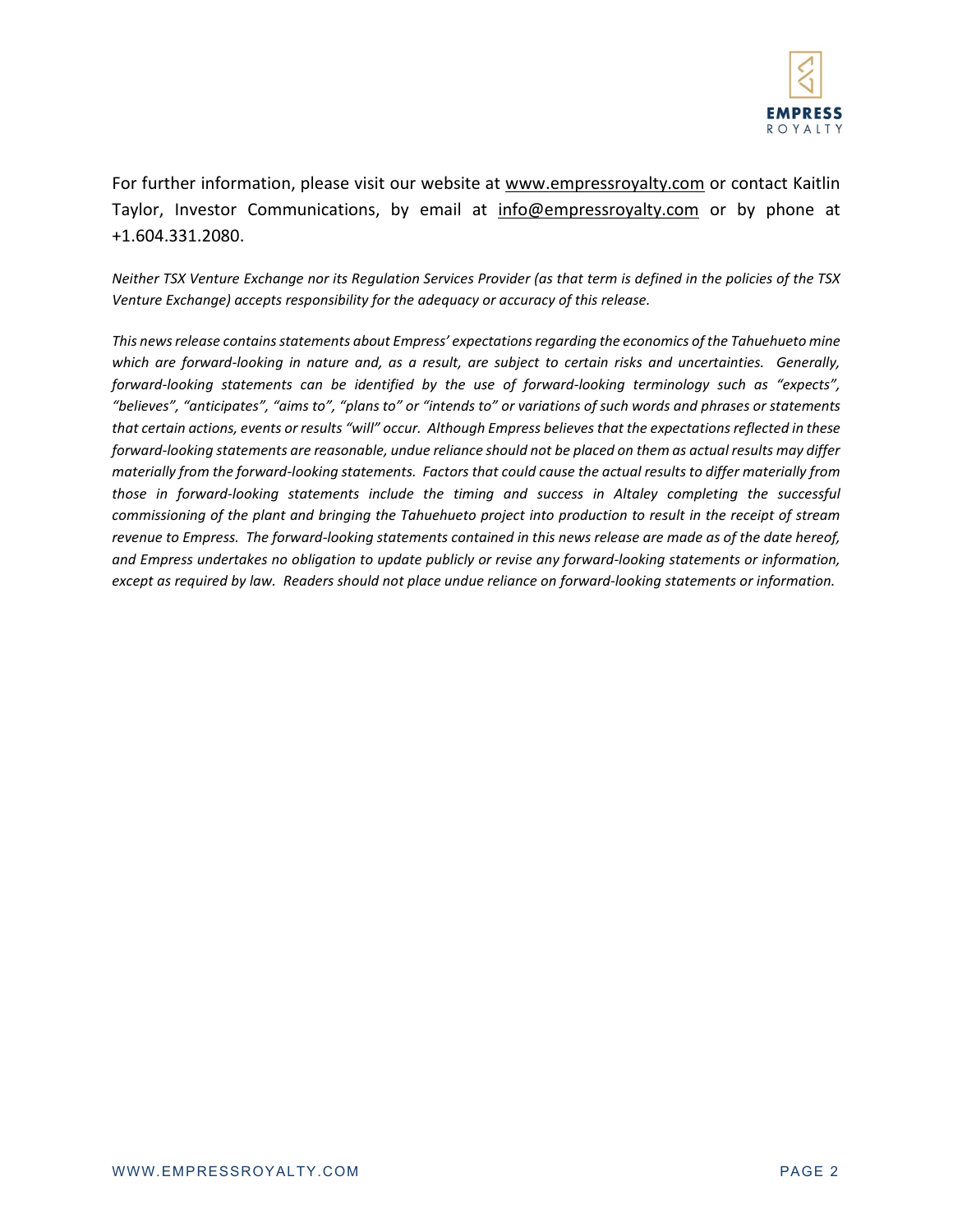For further information, please visit our website at www.empressroyalty.com or contact Kaitlin Taylor, Investor Communications, by email at info@empressroyalty.com or by phone at +1.604.331.2080.

*Neither TSX Venture Exchange nor its Regulation Services Provider (as that term is defined in the policies of the TSX Venture Exchange) accepts responsibility for the adequacy or accuracy of this release.*

*This news release contains statements about Empress' expectations regarding the economics of the Tahuehueto mine which are forward-looking in nature and, as a result, are subject to certain risks and uncertainties. Generally, forward-looking statements can be identified by the use of forward-looking terminology such as "expects", "believes", "anticipates", "aims to", "plans to" or "intends to" or variations of such words and phrases or statements that certain actions, events or results "will" occur. Although Empress believes that the expectations reflected in these forward-looking statements are reasonable, undue reliance should not be placed on them as actual results may differ materially from the forward-looking statements. Factors that could cause the actual results to differ materially from those in forward-looking statements include the timing and success in Altaley completing the successful commissioning of the plant and bringing the Tahuehueto project into production to result in the receipt of stream revenue to Empress. The forward-looking statements contained in this news release are made as of the date hereof, and Empress undertakes no obligation to update publicly or revise any forward-looking statements or information, except as required by law. Readers should not place undue reliance on forward-looking statements or information.*